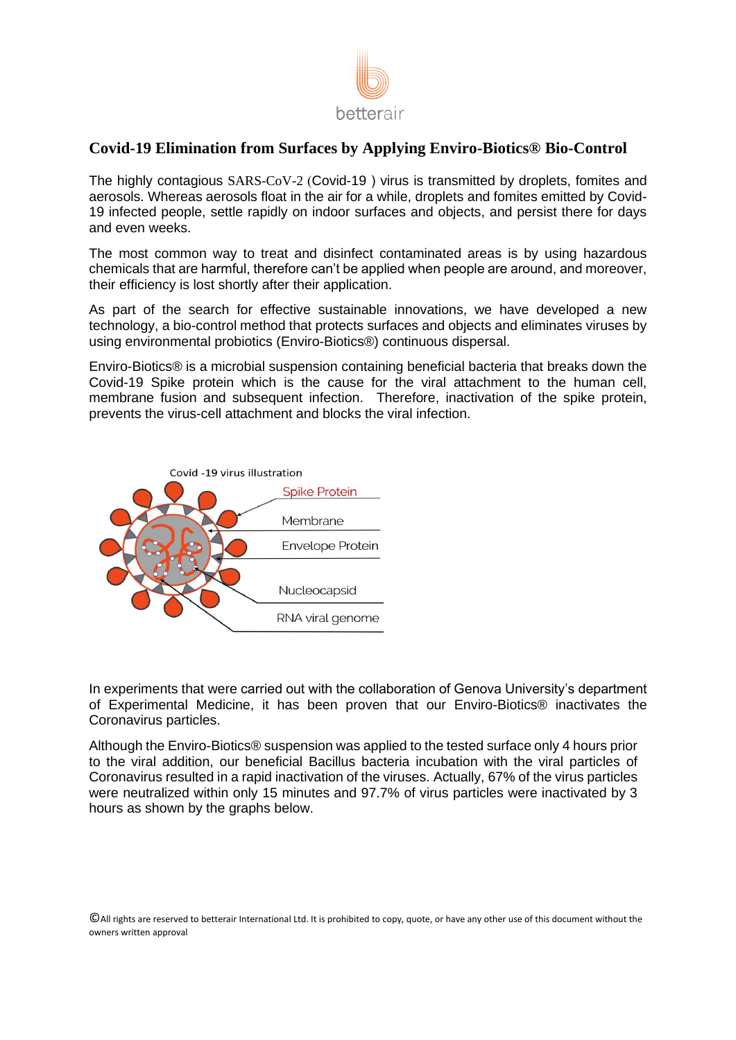# Covid-19 Elimination from Surfaces by Applying Enviro-Biotics® Bio-Control

The highly contagious SARS-CoV-2 (Covid-19 ) virus is transmitted by droplets, fomites and aerosols. Whereas aerosols float in the air for a while, droplets and fomites emitted by Covid-19 infected people, settle rapidly on indoor surfaces and objects, and persist there for days and even weeks.

The most common way to treat and disinfect contaminated areas is by using hazardous chemicals that are harmful, therefore can't be applied when people are around, and moreover, their efficiency is lost shortly after their application.

As part of the search for effective sustainable innovations, we have developed a new technology, a bio-control method that protects surfaces and objects and eliminates viruses by using environmental probiotics (Enviro-Biotics®) continuous dispersal.

Enviro-Biotics® is a microbial suspension containing beneficial bacteria that breaks down the Covid-19 Spike protein which is the cause for the viral attachment to the human cell, membrane fusion and subsequent infection. Therefore, inactivation of the spike protein, prevents the virus-cell attachment and blocks the viral infection.

Covid -19 virus illustration

Spike Protein

Membrane

Envelope Protein

Nucleocapsid

RNA viral genome

In experiments that were carried out with the collaboration of Genova University's department of Experimental Medicine, it has been proven that our Enviro-Biotics® inactivates the Coronavirus particles.

Although the Enviro-Biotics® suspension was applied to the tested surface only 4 hours prior to the viral addition, our beneficial Bacillus bacteria incubation with the viral particles of Coronavirus resulted in a rapid inactivation of the viruses. Actually, 67% of the virus particles were neutralized within only 15 minutes and 97.7% of virus particles were inactivated by 3 hours as shown by the graphs below.

©All rights are reserved to betterair International Ltd. It is prohibited to copy, quote, or have any other use of this document without the owners written approval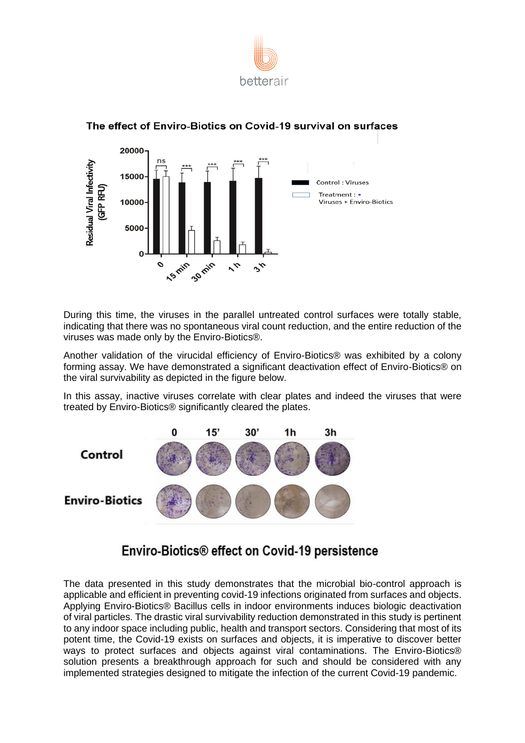## The effect of Enviro-Biotics on Covid-19 survival on surfaces

Residual Viral Infectivity (GFP RFU)

20000
15000
10000
5000
0

ns
***
***
***
***

0
15 min
30 min
1 h
3 h

Control : Viruses

Treatment : Viruses + Enviro-Biotics

During this time, the viruses in the parallel untreated control surfaces were totally stable, indicating that there was no spontaneous viral count reduction, and the entire reduction of the viruses was made only by the Enviro-Biotics®.

Another validation of the virucidal efficiency of Enviro-Biotics® was exhibited by a colony forming assay. We have demonstrated a significant deactivation effect of Enviro-Biotics® on the viral survivability as depicted in the figure below.

In this assay, inactive viruses correlate with clear plates and indeed the viruses that were treated by Enviro-Biotics® significantly cleared the plates.

0
15'
30'
1h
3h

Control

Enviro-Biotics

## Enviro-Biotics® effect on Covid-19 persistence

The data presented in this study demonstrates that the microbial bio-control approach is applicable and efficient in preventing covid-19 infections originated from surfaces and objects. Applying Enviro-Biotics® Bacillus cells in indoor environments induces biologic deactivation of viral particles. The drastic viral survivability reduction demonstrated in this study is pertinent to any indoor space including public, health and transport sectors. Considering that most of its potent time, the Covid-19 exists on surfaces and objects, it is imperative to discover better ways to protect surfaces and objects against viral contaminations. The Enviro-Biotics® solution presents a breakthrough approach for such and should be considered with any implemented strategies designed to mitigate the infection of the current Covid-19 pandemic.